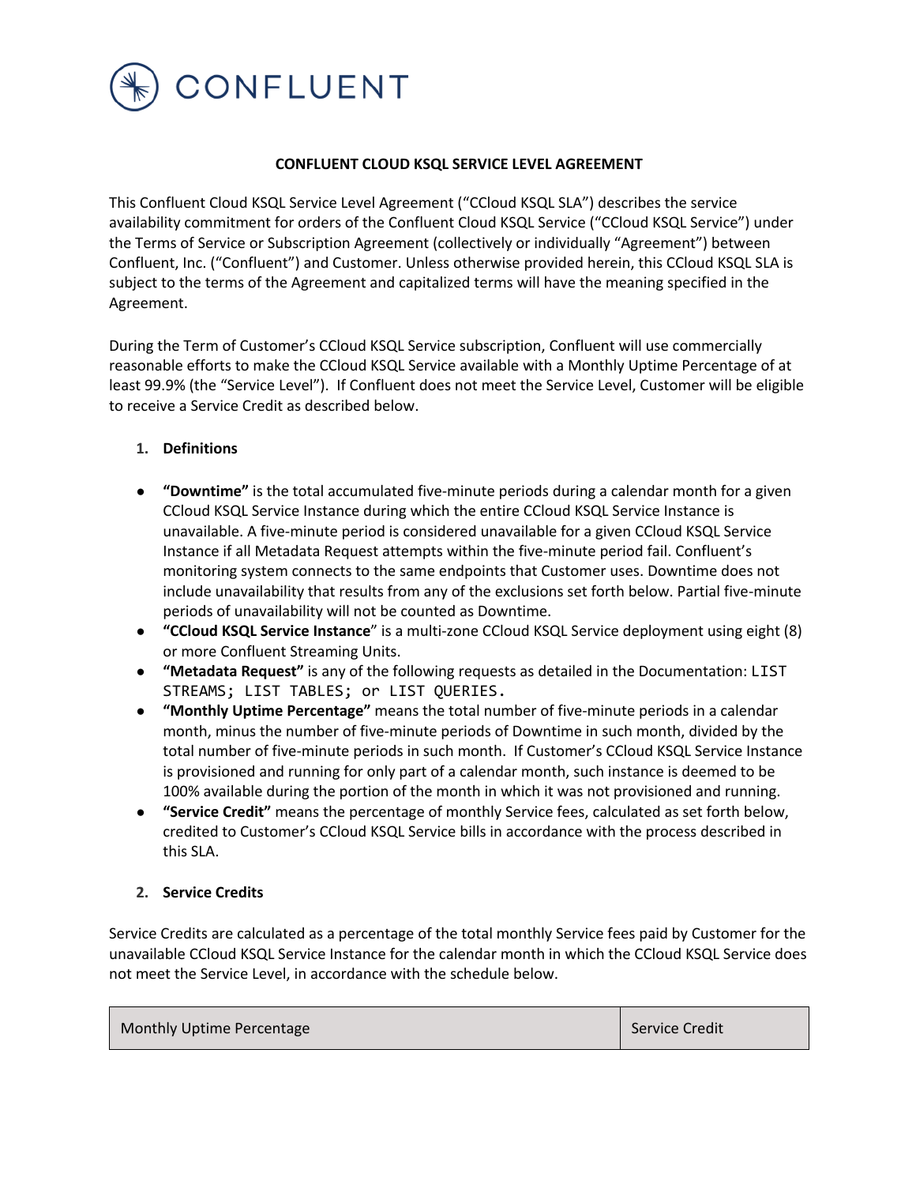CONFLUENT

# CONFLUENT CLOUD KSQL SERVICE LEVEL AGREEMENT

This Confluent Cloud KSQL Service Level Agreement ("CCloud KSQL SLA") describes the service availability commitment for orders of the Confluent Cloud KSQL Service ("CCloud KSQL Service") under the Terms of Service or Subscription Agreement (collectively or individually "Agreement") between Confluent, Inc. ("Confluent") and Customer. Unless otherwise provided herein, this CCloud KSQL SLA is subject to the terms of the Agreement and capitalized terms will have the meaning specified in the Agreement.

During the Term of Customer's CCloud KSQL Service subscription, Confluent will use commercially reasonable efforts to make the CCloud KSQL Service available with a Monthly Uptime Percentage of at least 99.9% (the "Service Level"). If Confluent does not meet the Service Level, Customer will be eligible to receive a Service Credit as described below.

## 1. Definitions

- **"Downtime"** is the total accumulated five-minute periods during a calendar month for a given CCloud KSQL Service Instance during which the entire CCloud KSQL Service Instance is unavailable. A five-minute period is considered unavailable for a given CCloud KSQL Service Instance if all Metadata Request attempts within the five-minute period fail. Confluent's monitoring system connects to the same endpoints that Customer uses. Downtime does not include unavailability that results from any of the exclusions set forth below. Partial five-minute periods of unavailability will not be counted as Downtime.
- **"CCloud KSQL Service Instance"** is a multi-zone CCloud KSQL Service deployment using eight (8) or more Confluent Streaming Units.
- **"Metadata Request"** is any of the following requests as detailed in the Documentation: `LIST STREAMS; LIST TABLES; or LIST QUERIES.`
- **"Monthly Uptime Percentage"** means the total number of five-minute periods in a calendar month, minus the number of five-minute periods of Downtime in such month, divided by the total number of five-minute periods in such month. If Customer's CCloud KSQL Service Instance is provisioned and running for only part of a calendar month, such instance is deemed to be 100% available during the portion of the month in which it was not provisioned and running.
- **"Service Credit"** means the percentage of monthly Service fees, calculated as set forth below, credited to Customer's CCloud KSQL Service bills in accordance with the process described in this SLA.

## 2. Service Credits

Service Credits are calculated as a percentage of the total monthly Service fees paid by Customer for the unavailable CCloud KSQL Service Instance for the calendar month in which the CCloud KSQL Service does not meet the Service Level, in accordance with the schedule below.

| Monthly Uptime Percentage | Service Credit |
|---|---|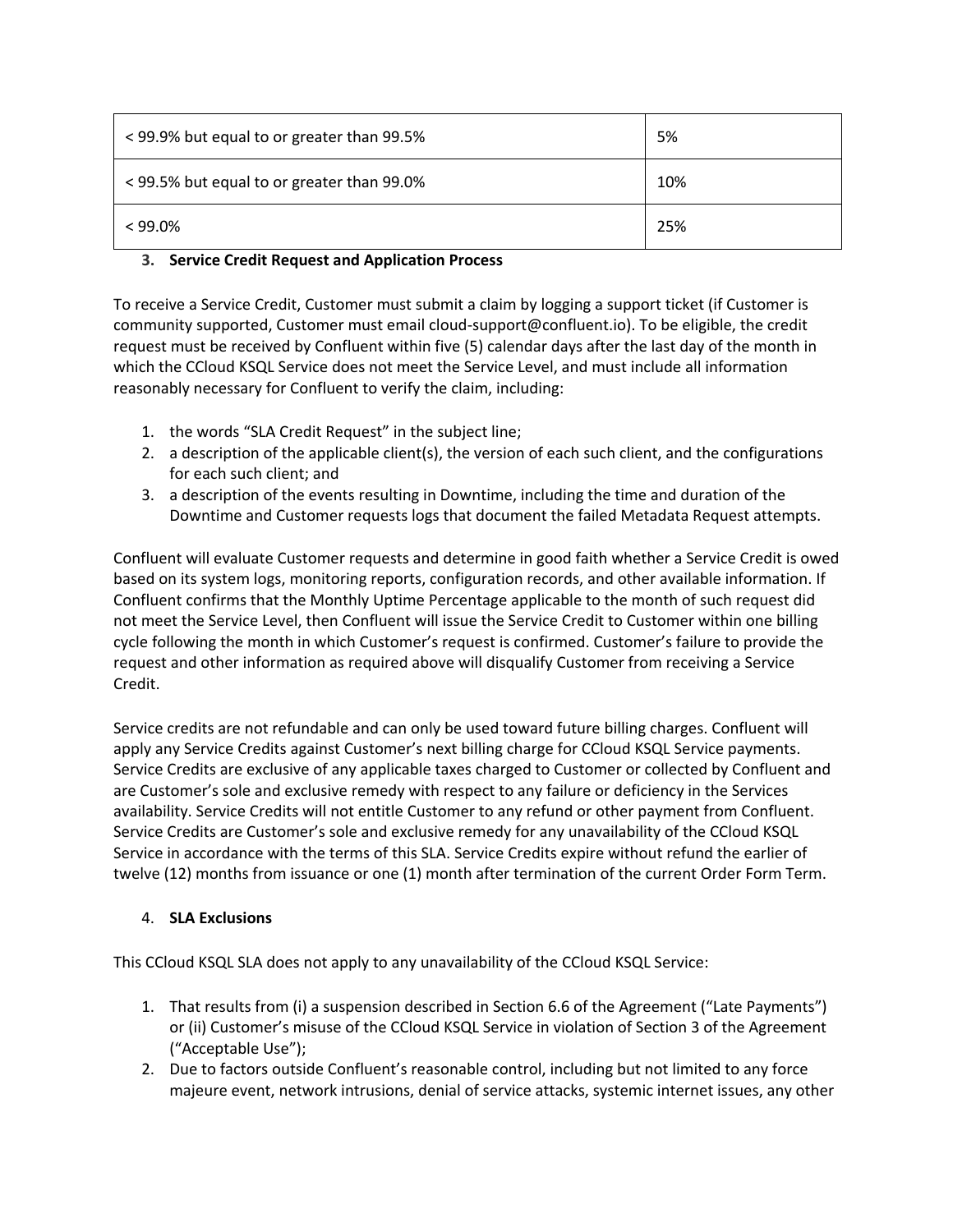| < 99.9% but equal to or greater than 99.5% | 5% |
| --- | --- |
| < 99.5% but equal to or greater than 99.0% | 10% |
| < 99.0% | 25% |

### 3. Service Credit Request and Application Process

To receive a Service Credit, Customer must submit a claim by logging a support ticket (if Customer is community supported, Customer must email cloud-support@confluent.io). To be eligible, the credit request must be received by Confluent within five (5) calendar days after the last day of the month in which the CCloud KSQL Service does not meet the Service Level, and must include all information reasonably necessary for Confluent to verify the claim, including:

1. the words "SLA Credit Request" in the subject line;
2. a description of the applicable client(s), the version of each such client, and the configurations for each such client; and
3. a description of the events resulting in Downtime, including the time and duration of the Downtime and Customer requests logs that document the failed Metadata Request attempts.

Confluent will evaluate Customer requests and determine in good faith whether a Service Credit is owed based on its system logs, monitoring reports, configuration records, and other available information. If Confluent confirms that the Monthly Uptime Percentage applicable to the month of such request did not meet the Service Level, then Confluent will issue the Service Credit to Customer within one billing cycle following the month in which Customer's request is confirmed. Customer's failure to provide the request and other information as required above will disqualify Customer from receiving a Service Credit.

Service credits are not refundable and can only be used toward future billing charges. Confluent will apply any Service Credits against Customer's next billing charge for CCloud KSQL Service payments. Service Credits are exclusive of any applicable taxes charged to Customer or collected by Confluent and are Customer's sole and exclusive remedy with respect to any failure or deficiency in the Services availability. Service Credits will not entitle Customer to any refund or other payment from Confluent. Service Credits are Customer's sole and exclusive remedy for any unavailability of the CCloud KSQL Service in accordance with the terms of this SLA. Service Credits expire without refund the earlier of twelve (12) months from issuance or one (1) month after termination of the current Order Form Term.

### 4. SLA Exclusions

This CCloud KSQL SLA does not apply to any unavailability of the CCloud KSQL Service:

1. That results from (i) a suspension described in Section 6.6 of the Agreement ("Late Payments") or (ii) Customer's misuse of the CCloud KSQL Service in violation of Section 3 of the Agreement ("Acceptable Use");
2. Due to factors outside Confluent's reasonable control, including but not limited to any force majeure event, network intrusions, denial of service attacks, systemic internet issues, any other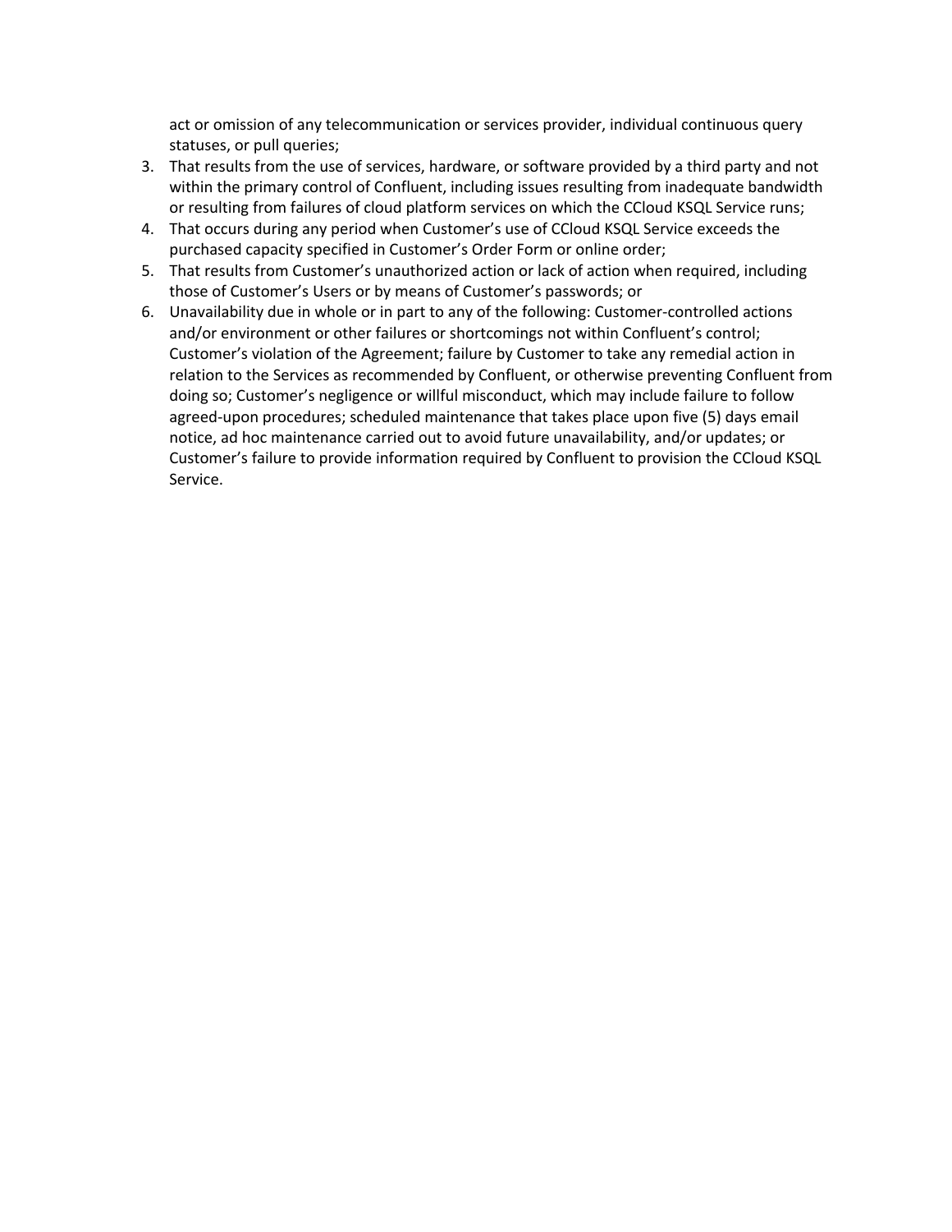act or omission of any telecommunication or services provider, individual continuous query statuses, or pull queries;

3. That results from the use of services, hardware, or software provided by a third party and not within the primary control of Confluent, including issues resulting from inadequate bandwidth or resulting from failures of cloud platform services on which the CCloud KSQL Service runs;
4. That occurs during any period when Customer's use of CCloud KSQL Service exceeds the purchased capacity specified in Customer's Order Form or online order;
5. That results from Customer's unauthorized action or lack of action when required, including those of Customer's Users or by means of Customer's passwords; or
6. Unavailability due in whole or in part to any of the following: Customer-controlled actions and/or environment or other failures or shortcomings not within Confluent's control; Customer's violation of the Agreement; failure by Customer to take any remedial action in relation to the Services as recommended by Confluent, or otherwise preventing Confluent from doing so; Customer's negligence or willful misconduct, which may include failure to follow agreed-upon procedures; scheduled maintenance that takes place upon five (5) days email notice, ad hoc maintenance carried out to avoid future unavailability, and/or updates; or Customer's failure to provide information required by Confluent to provision the CCloud KSQL Service.